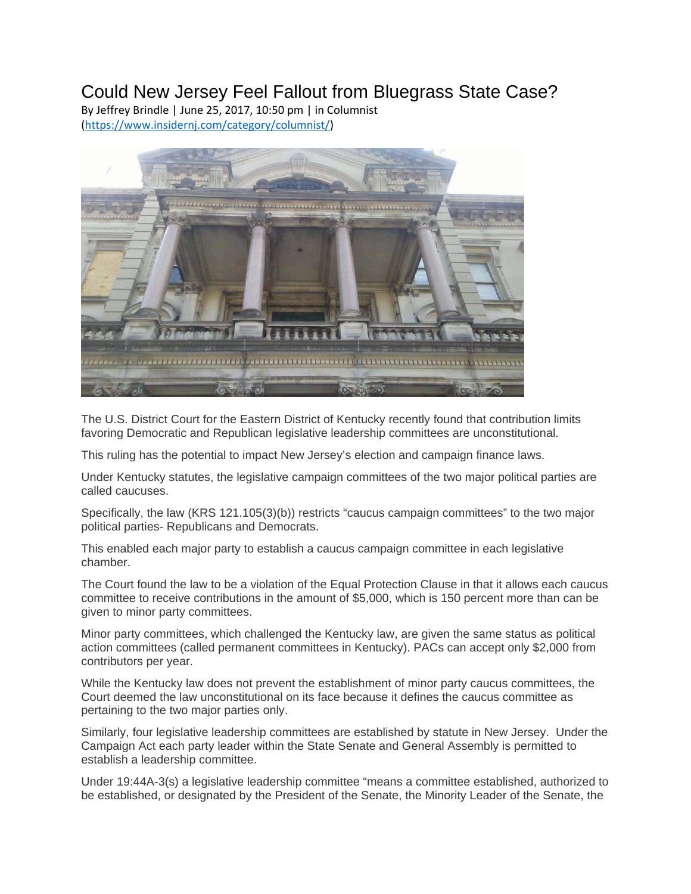# Could New Jersey Feel Fallout from Bluegrass State Case?

By Jeffrey Brindle | June 25, 2017, 10:50 pm | in Columnist (https://www.insidernj.com/category/columnist/)

The U.S. District Court for the Eastern District of Kentucky recently found that contribution limits favoring Democratic and Republican legislative leadership committees are unconstitutional.

This ruling has the potential to impact New Jersey's election and campaign finance laws.

Under Kentucky statutes, the legislative campaign committees of the two major political parties are called caucuses.

Specifically, the law (KRS 121.105(3)(b)) restricts "caucus campaign committees" to the two major political parties- Republicans and Democrats.

This enabled each major party to establish a caucus campaign committee in each legislative chamber.

The Court found the law to be a violation of the Equal Protection Clause in that it allows each caucus committee to receive contributions in the amount of $5,000, which is 150 percent more than can be given to minor party committees.

Minor party committees, which challenged the Kentucky law, are given the same status as political action committees (called permanent committees in Kentucky). PACs can accept only $2,000 from contributors per year.

While the Kentucky law does not prevent the establishment of minor party caucus committees, the Court deemed the law unconstitutional on its face because it defines the caucus committee as pertaining to the two major parties only.

Similarly, four legislative leadership committees are established by statute in New Jersey. Under the Campaign Act each party leader within the State Senate and General Assembly is permitted to establish a leadership committee.

Under 19:44A-3(s) a legislative leadership committee "means a committee established, authorized to be established, or designated by the President of the Senate, the Minority Leader of the Senate, the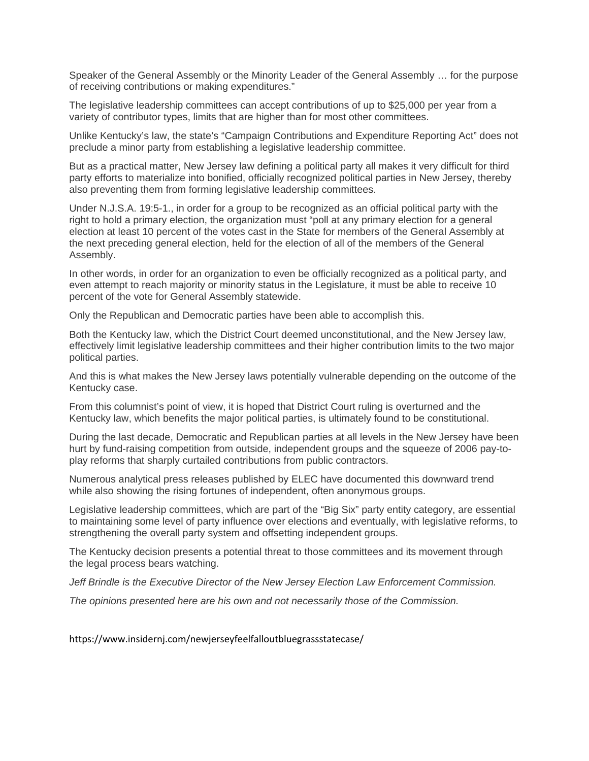Speaker of the General Assembly or the Minority Leader of the General Assembly … for the purpose of receiving contributions or making expenditures."

The legislative leadership committees can accept contributions of up to $25,000 per year from a variety of contributor types, limits that are higher than for most other committees.

Unlike Kentucky's law, the state's "Campaign Contributions and Expenditure Reporting Act" does not preclude a minor party from establishing a legislative leadership committee.

But as a practical matter, New Jersey law defining a political party all makes it very difficult for third party efforts to materialize into bonified, officially recognized political parties in New Jersey, thereby also preventing them from forming legislative leadership committees.

Under N.J.S.A. 19:5-1., in order for a group to be recognized as an official political party with the right to hold a primary election, the organization must "poll at any primary election for a general election at least 10 percent of the votes cast in the State for members of the General Assembly at the next preceding general election, held for the election of all of the members of the General Assembly.

In other words, in order for an organization to even be officially recognized as a political party, and even attempt to reach majority or minority status in the Legislature, it must be able to receive 10 percent of the vote for General Assembly statewide.

Only the Republican and Democratic parties have been able to accomplish this.

Both the Kentucky law, which the District Court deemed unconstitutional, and the New Jersey law, effectively limit legislative leadership committees and their higher contribution limits to the two major political parties.

And this is what makes the New Jersey laws potentially vulnerable depending on the outcome of the Kentucky case.

From this columnist's point of view, it is hoped that District Court ruling is overturned and the Kentucky law, which benefits the major political parties, is ultimately found to be constitutional.

During the last decade, Democratic and Republican parties at all levels in the New Jersey have been hurt by fund-raising competition from outside, independent groups and the squeeze of 2006 pay-to-play reforms that sharply curtailed contributions from public contractors.

Numerous analytical press releases published by ELEC have documented this downward trend while also showing the rising fortunes of independent, often anonymous groups.

Legislative leadership committees, which are part of the "Big Six" party entity category, are essential to maintaining some level of party influence over elections and eventually, with legislative reforms, to strengthening the overall party system and offsetting independent groups.

The Kentucky decision presents a potential threat to those committees and its movement through the legal process bears watching.

*Jeff Brindle is the Executive Director of the New Jersey Election Law Enforcement Commission.*

*The opinions presented here are his own and not necessarily those of the Commission.*

https://www.insidernj.com/newjerseyfeelfalloutbluegrassstatecase/